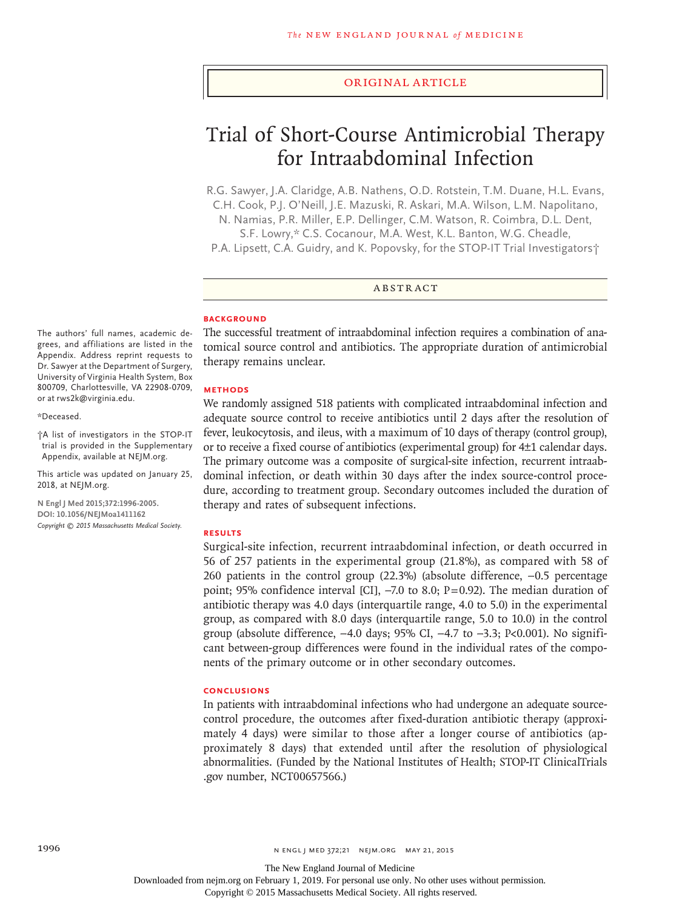ORIGINAL ARTICLE

# Trial of Short-Course Antimicrobial Therapy for Intraabdominal Infection

R.G. Sawyer, J.A. Claridge, A.B. Nathens, O.D. Rotstein, T.M. Duane, H.L. Evans, C.H. Cook, P.J. O'Neill, J.E. Mazuski, R. Askari, M.A. Wilson, L.M. Napolitano, N. Namias, P.R. Miller, E.P. Dellinger, C.M. Watson, R. Coimbra, D.L. Dent, S.F. Lowry,* C.S. Cocanour, M.A. West, K.L. Banton, W.G. Cheadle, P.A. Lipsett, C.A. Guidry, and K. Popovsky, for the STOP-IT Trial Investigators†

## ABSTRACT

### BACKGROUND

The successful treatment of intraabdominal infection requires a combination of anatomical source control and antibiotics. The appropriate duration of antimicrobial therapy remains unclear.

### METHODS

We randomly assigned 518 patients with complicated intraabdominal infection and adequate source control to receive antibiotics until 2 days after the resolution of fever, leukocytosis, and ileus, with a maximum of 10 days of therapy (control group), or to receive a fixed course of antibiotics (experimental group) for 4±1 calendar days. The primary outcome was a composite of surgical-site infection, recurrent intraabdominal infection, or death within 30 days after the index source-control procedure, according to treatment group. Secondary outcomes included the duration of therapy and rates of subsequent infections.

### RESULTS

Surgical-site infection, recurrent intraabdominal infection, or death occurred in 56 of 257 patients in the experimental group (21.8%), as compared with 58 of 260 patients in the control group (22.3%) (absolute difference, −0.5 percentage point; 95% confidence interval [CI], −7.0 to 8.0; P=0.92). The median duration of antibiotic therapy was 4.0 days (interquartile range, 4.0 to 5.0) in the experimental group, as compared with 8.0 days (interquartile range, 5.0 to 10.0) in the control group (absolute difference, −4.0 days; 95% CI, −4.7 to −3.3; P<0.001). No significant between-group differences were found in the individual rates of the components of the primary outcome or in other secondary outcomes.

### CONCLUSIONS

In patients with intraabdominal infections who had undergone an adequate source-control procedure, the outcomes after fixed-duration antibiotic therapy (approximately 4 days) were similar to those after a longer course of antibiotics (approximately 8 days) that extended until after the resolution of physiological abnormalities. (Funded by the National Institutes of Health; STOP-IT ClinicalTrials.gov number, NCT00657566.)

The authors' full names, academic degrees, and affiliations are listed in the Appendix. Address reprint requests to Dr. Sawyer at the Department of Surgery, University of Virginia Health System, Box 800709, Charlottesville, VA 22908-0709, or at rws2k@virginia.edu.

*Deceased.

†A list of investigators in the STOP-IT trial is provided in the Supplementary Appendix, available at NEJM.org.

This article was updated on January 25, 2018, at NEJM.org.

N Engl J Med 2015;372:1996-2005.
DOI: 10.1056/NEJMoa1411162
Copyright © 2015 Massachusetts Medical Society.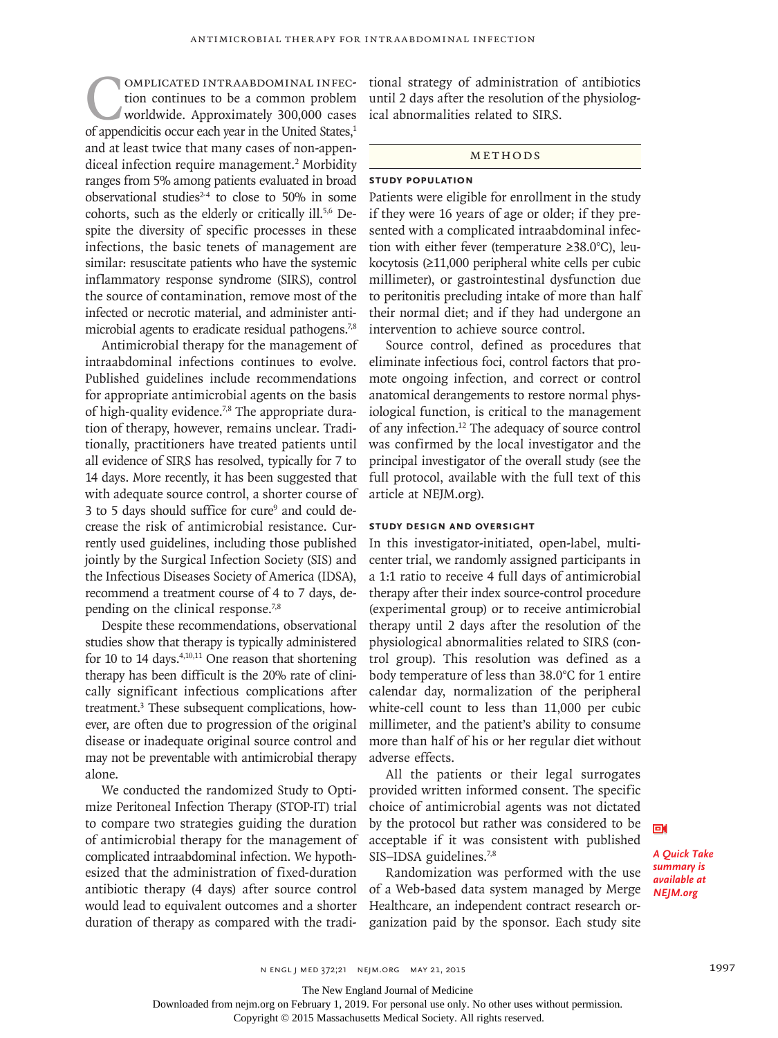Complicated intraabdominal infection continues to be a common problem worldwide. Approximately 300,000 cases of appendicitis occur each year in the United States,[1] and at least twice that many cases of non-appendiceal infection require management.[2] Morbidity ranges from 5% among patients evaluated in broad observational studies[2-4] to close to 50% in some cohorts, such as the elderly or critically ill.[5,6] Despite the diversity of specific processes in these infections, the basic tenets of management are similar: resuscitate patients who have the systemic inflammatory response syndrome (SIRS), control the source of contamination, remove most of the infected or necrotic material, and administer antimicrobial agents to eradicate residual pathogens.[7,8]

Antimicrobial therapy for the management of intraabdominal infections continues to evolve. Published guidelines include recommendations for appropriate antimicrobial agents on the basis of high-quality evidence.[7,8] The appropriate duration of therapy, however, remains unclear. Traditionally, practitioners have treated patients until all evidence of SIRS has resolved, typically for 7 to 14 days. More recently, it has been suggested that with adequate source control, a shorter course of 3 to 5 days should suffice for cure[9] and could decrease the risk of antimicrobial resistance. Currently used guidelines, including those published jointly by the Surgical Infection Society (SIS) and the Infectious Diseases Society of America (IDSA), recommend a treatment course of 4 to 7 days, depending on the clinical response.[7,8]

Despite these recommendations, observational studies show that therapy is typically administered for 10 to 14 days.[4,10,11] One reason that shortening therapy has been difficult is the 20% rate of clinically significant infectious complications after treatment.[3] These subsequent complications, however, are often due to progression of the original disease or inadequate original source control and may not be preventable with antimicrobial therapy alone.

We conducted the randomized Study to Optimize Peritoneal Infection Therapy (STOP-IT) trial to compare two strategies guiding the duration of antimicrobial therapy for the management of complicated intraabdominal infection. We hypothesized that the administration of fixed-duration antibiotic therapy (4 days) after source control would lead to equivalent outcomes and a shorter duration of therapy as compared with the traditional strategy of administration of antibiotics until 2 days after the resolution of the physiological abnormalities related to SIRS.

## Methods

### Study Population

Patients were eligible for enrollment in the study if they were 16 years of age or older; if they presented with a complicated intraabdominal infection with either fever (temperature ≥38.0°C), leukocytosis (≥11,000 peripheral white cells per cubic millimeter), or gastrointestinal dysfunction due to peritonitis precluding intake of more than half their normal diet; and if they had undergone an intervention to achieve source control.

Source control, defined as procedures that eliminate infectious foci, control factors that promote ongoing infection, and correct or control anatomical derangements to restore normal physiological function, is critical to the management of any infection.[12] The adequacy of source control was confirmed by the local investigator and the principal investigator of the overall study (see the full protocol, available with the full text of this article at NEJM.org).

### Study Design and Oversight

In this investigator-initiated, open-label, multicenter trial, we randomly assigned participants in a 1:1 ratio to receive 4 full days of antimicrobial therapy after their index source-control procedure (experimental group) or to receive antimicrobial therapy until 2 days after the resolution of the physiological abnormalities related to SIRS (control group). This resolution was defined as a body temperature of less than 38.0°C for 1 entire calendar day, normalization of the peripheral white-cell count to less than 11,000 per cubic millimeter, and the patient's ability to consume more than half of his or her regular diet without adverse effects.

All the patients or their legal surrogates provided written informed consent. The specific choice of antimicrobial agents was not dictated by the protocol but rather was considered to be acceptable if it was consistent with published SIS–IDSA guidelines.[7,8]

*A Quick Take summary is available at NEJM.org*

Randomization was performed with the use of a Web-based data system managed by Merge Healthcare, an independent contract research organization paid by the sponsor. Each study site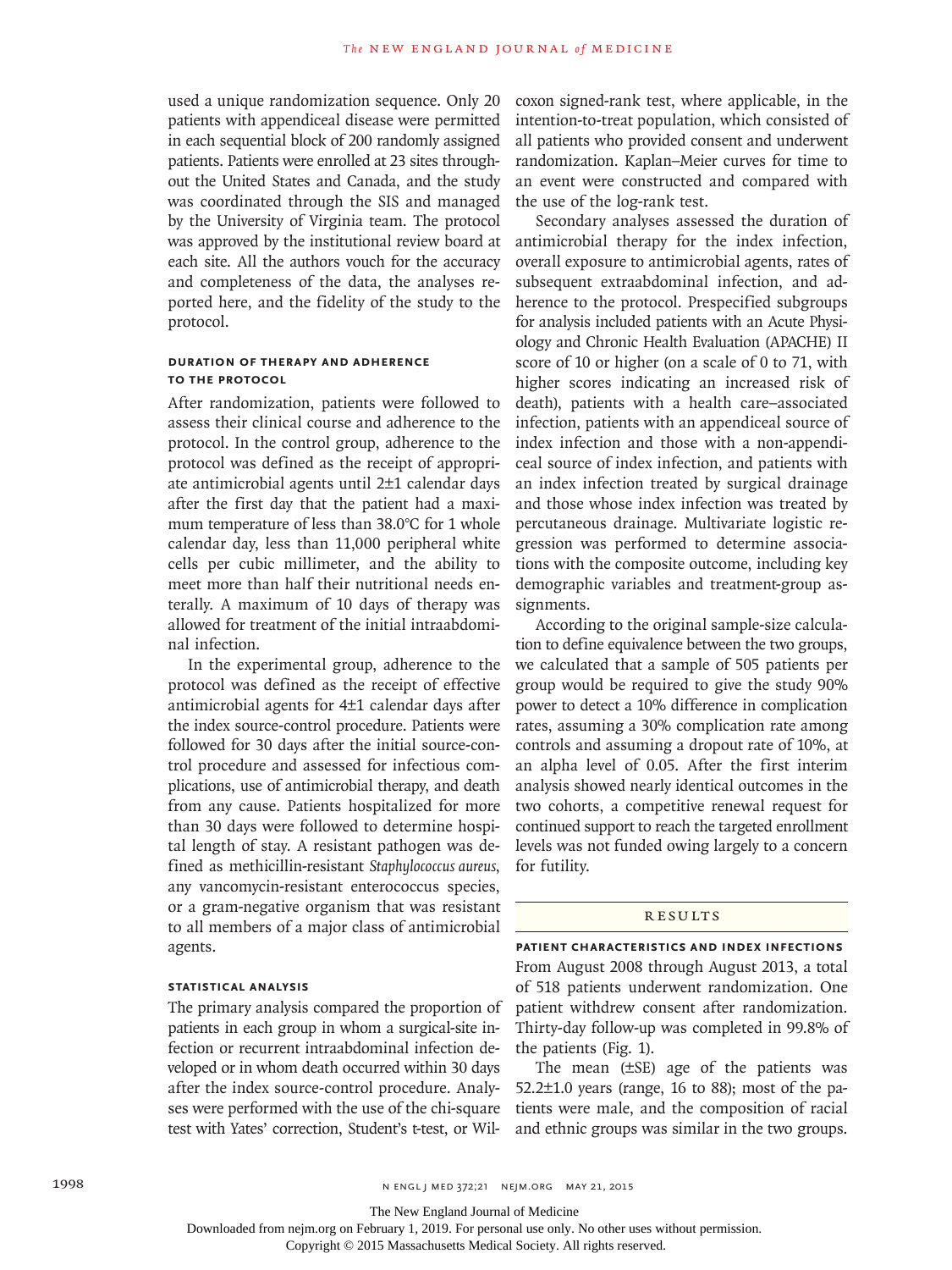used a unique randomization sequence. Only 20 patients with appendiceal disease were permitted in each sequential block of 200 randomly assigned patients. Patients were enrolled at 23 sites throughout the United States and Canada, and the study was coordinated through the SIS and managed by the University of Virginia team. The protocol was approved by the institutional review board at each site. All the authors vouch for the accuracy and completeness of the data, the analyses reported here, and the fidelity of the study to the protocol.

### DURATION OF THERAPY AND ADHERENCE TO THE PROTOCOL

After randomization, patients were followed to assess their clinical course and adherence to the protocol. In the control group, adherence to the protocol was defined as the receipt of appropriate antimicrobial agents until 2±1 calendar days after the first day that the patient had a maximum temperature of less than 38.0°C for 1 whole calendar day, less than 11,000 peripheral white cells per cubic millimeter, and the ability to meet more than half their nutritional needs enterally. A maximum of 10 days of therapy was allowed for treatment of the initial intraabdominal infection.

In the experimental group, adherence to the protocol was defined as the receipt of effective antimicrobial agents for 4±1 calendar days after the index source-control procedure. Patients were followed for 30 days after the initial source-control procedure and assessed for infectious complications, use of antimicrobial therapy, and death from any cause. Patients hospitalized for more than 30 days were followed to determine hospital length of stay. A resistant pathogen was defined as methicillin-resistant *Staphylococcus aureus*, any vancomycin-resistant enterococcus species, or a gram-negative organism that was resistant to all members of a major class of antimicrobial agents.

### STATISTICAL ANALYSIS

The primary analysis compared the proportion of patients in each group in whom a surgical-site infection or recurrent intraabdominal infection developed or in whom death occurred within 30 days after the index source-control procedure. Analyses were performed with the use of the chi-square test with Yates' correction, Student's t-test, or Wilcoxon signed-rank test, where applicable, in the intention-to-treat population, which consisted of all patients who provided consent and underwent randomization. Kaplan–Meier curves for time to an event were constructed and compared with the use of the log-rank test.

Secondary analyses assessed the duration of antimicrobial therapy for the index infection, overall exposure to antimicrobial agents, rates of subsequent extraabdominal infection, and adherence to the protocol. Prespecified subgroups for analysis included patients with an Acute Physiology and Chronic Health Evaluation (APACHE) II score of 10 or higher (on a scale of 0 to 71, with higher scores indicating an increased risk of death), patients with a health care–associated infection, patients with an appendiceal source of index infection and those with a non-appendiceal source of index infection, and patients with an index infection treated by surgical drainage and those whose index infection was treated by percutaneous drainage. Multivariate logistic regression was performed to determine associations with the composite outcome, including key demographic variables and treatment-group assignments.

According to the original sample-size calculation to define equivalence between the two groups, we calculated that a sample of 505 patients per group would be required to give the study 90% power to detect a 10% difference in complication rates, assuming a 30% complication rate among controls and assuming a dropout rate of 10%, at an alpha level of 0.05. After the first interim analysis showed nearly identical outcomes in the two cohorts, a competitive renewal request for continued support to reach the targeted enrollment levels was not funded owing largely to a concern for futility.

## RESULTS

### PATIENT CHARACTERISTICS AND INDEX INFECTIONS

From August 2008 through August 2013, a total of 518 patients underwent randomization. One patient withdrew consent after randomization. Thirty-day follow-up was completed in 99.8% of the patients (Fig. 1).

The mean (±SE) age of the patients was 52.2±1.0 years (range, 16 to 88); most of the patients were male, and the composition of racial and ethnic groups was similar in the two groups.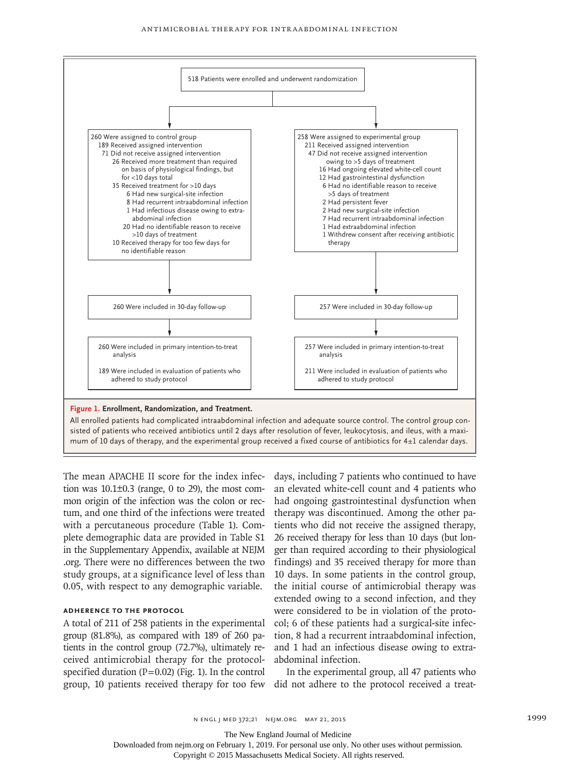518 Patients were enrolled and underwent randomization

260 Were assigned to control group
- 189 Received assigned intervention
- 71 Did not receive assigned intervention
  - 26 Received more treatment than required on basis of physiological findings, but for <10 days total
  - 35 Received treatment for >10 days
    - 6 Had new surgical-site infection
    - 8 Had recurrent intraabdominal infection
    - 1 Had infectious disease owing to extra-abdominal infection
    - 20 Had no identifiable reason to receive >10 days of treatment
  - 10 Received therapy for too few days for no identifiable reason

258 Were assigned to experimental group
- 211 Received assigned intervention
- 47 Did not receive assigned intervention owing to >5 days of treatment
  - 16 Had ongoing elevated white-cell count
  - 12 Had gastrointestinal dysfunction
  - 6 Had no identifiable reason to receive >5 days of treatment
  - 2 Had persistent fever
  - 2 Had new surgical-site infection
  - 7 Had recurrent intraabdominal infection
  - 1 Had extraabdominal infection
  - 1 Withdrew consent after receiving antibiotic therapy

260 Were included in 30-day follow-up

257 Were included in 30-day follow-up

260 Were included in primary intention-to-treat analysis

189 Were included in evaluation of patients who adhered to study protocol

257 Were included in primary intention-to-treat analysis

211 Were included in evaluation of patients who adhered to study protocol

**Figure 1. Enrollment, Randomization, and Treatment.**

All enrolled patients had complicated intraabdominal infection and adequate source control. The control group consisted of patients who received antibiotics until 2 days after resolution of fever, leukocytosis, and ileus, with a maximum of 10 days of therapy, and the experimental group received a fixed course of antibiotics for 4±1 calendar days.

The mean APACHE II score for the index infection was 10.1±0.3 (range, 0 to 29), the most common origin of the infection was the colon or rectum, and one third of the infections were treated with a percutaneous procedure (Table 1). Complete demographic data are provided in Table S1 in the Supplementary Appendix, available at NEJM.org. There were no differences between the two study groups, at a significance level of less than 0.05, with respect to any demographic variable.

### Adherence to the Protocol

A total of 211 of 258 patients in the experimental group (81.8%), as compared with 189 of 260 patients in the control group (72.7%), ultimately received antimicrobial therapy for the protocol-specified duration (P=0.02) (Fig. 1). In the control group, 10 patients received therapy for too few days, including 7 patients who continued to have an elevated white-cell count and 4 patients who had ongoing gastrointestinal dysfunction when therapy was discontinued. Among the other patients who did not receive the assigned therapy, 26 received therapy for less than 10 days (but longer than required according to their physiological findings) and 35 received therapy for more than 10 days. In some patients in the control group, the initial course of antimicrobial therapy was extended owing to a second infection, and they were considered to be in violation of the protocol; 6 of these patients had a surgical-site infection, 8 had a recurrent intraabdominal infection, and 1 had an infectious disease owing to extraabdominal infection.

In the experimental group, all 47 patients who did not adhere to the protocol received a treat-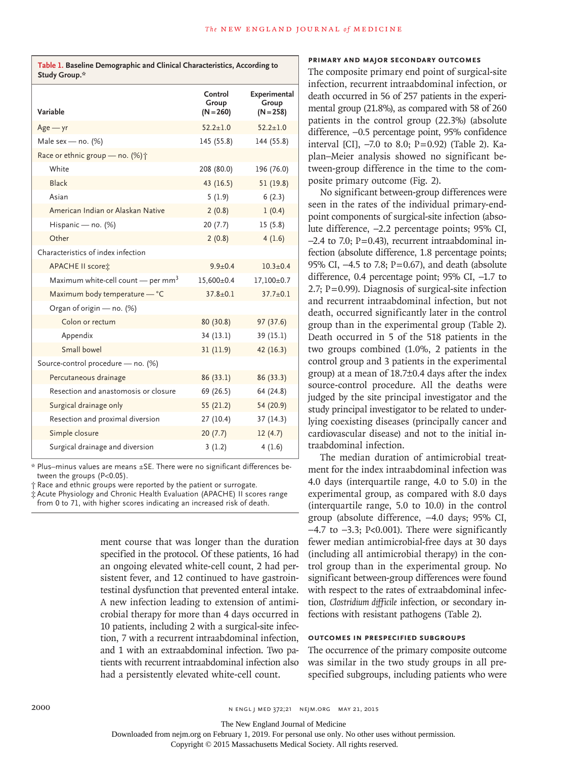**Table 1. Baseline Demographic and Clinical Characteristics, According to Study Group.***

| Variable | Control Group (N=260) | Experimental Group (N=258) |
|---|---|---|
| Age — yr | 52.2±1.0 | 52.2±1.0 |
| Male sex — no. (%) | 145 (55.8) | 144 (55.8) |
| Race or ethnic group — no. (%)† | | |
| White | 208 (80.0) | 196 (76.0) |
| Black | 43 (16.5) | 51 (19.8) |
| Asian | 5 (1.9) | 6 (2.3) |
| American Indian or Alaskan Native | 2 (0.8) | 1 (0.4) |
| Hispanic — no. (%) | 20 (7.7) | 15 (5.8) |
| Other | 2 (0.8) | 4 (1.6) |
| Characteristics of index infection | | |
| APACHE II score‡ | 9.9±0.4 | 10.3±0.4 |
| Maximum white-cell count — per mm$^3$ | 15,600±0.4 | 17,100±0.7 |
| Maximum body temperature — °C | 37.8±0.1 | 37.7±0.1 |
| Organ of origin — no. (%) | | |
| Colon or rectum | 80 (30.8) | 97 (37.6) |
| Appendix | 34 (13.1) | 39 (15.1) |
| Small bowel | 31 (11.9) | 42 (16.3) |
| Source-control procedure — no. (%) | | |
| Percutaneous drainage | 86 (33.1) | 86 (33.3) |
| Resection and anastomosis or closure | 69 (26.5) | 64 (24.8) |
| Surgical drainage only | 55 (21.2) | 54 (20.9) |
| Resection and proximal diversion | 27 (10.4) | 37 (14.3) |
| Simple closure | 20 (7.7) | 12 (4.7) |
| Surgical drainage and diversion | 3 (1.2) | 4 (1.6) |

\* Plus–minus values are means ±SE. There were no significant differences between the groups (P<0.05).

† Race and ethnic groups were reported by the patient or surrogate.

‡ Acute Physiology and Chronic Health Evaluation (APACHE) II scores range from 0 to 71, with higher scores indicating an increased risk of death.

ment course that was longer than the duration specified in the protocol. Of these patients, 16 had an ongoing elevated white-cell count, 2 had persistent fever, and 12 continued to have gastrointestinal dysfunction that prevented enteral intake. A new infection leading to extension of antimicrobial therapy for more than 4 days occurred in 10 patients, including 2 with a surgical-site infection, 7 with a recurrent intraabdominal infection, and 1 with an extraabdominal infection. Two patients with recurrent intraabdominal infection also had a persistently elevated white-cell count.

### PRIMARY AND MAJOR SECONDARY OUTCOMES

The composite primary end point of surgical-site infection, recurrent intraabdominal infection, or death occurred in 56 of 257 patients in the experimental group (21.8%), as compared with 58 of 260 patients in the control group (22.3%) (absolute difference, −0.5 percentage point, 95% confidence interval [CI], −7.0 to 8.0; P=0.92) (Table 2). Kaplan–Meier analysis showed no significant between-group difference in the time to the composite primary outcome (Fig. 2).

No significant between-group differences were seen in the rates of the individual primary-end-point components of surgical-site infection (absolute difference, −2.2 percentage points; 95% CI, −2.4 to 7.0; P=0.43), recurrent intraabdominal infection (absolute difference, 1.8 percentage points; 95% CI, −4.5 to 7.8; P=0.67), and death (absolute difference, 0.4 percentage point; 95% CI, −1.7 to 2.7; P=0.99). Diagnosis of surgical-site infection and recurrent intraabdominal infection, but not death, occurred significantly later in the control group than in the experimental group (Table 2). Death occurred in 5 of the 518 patients in the two groups combined (1.0%, 2 patients in the control group and 3 patients in the experimental group) at a mean of 18.7±0.4 days after the index source-control procedure. All the deaths were judged by the site principal investigator and the study principal investigator to be related to underlying coexisting diseases (principally cancer and cardiovascular disease) and not to the initial intraabdominal infection.

The median duration of antimicrobial treatment for the index intraabdominal infection was 4.0 days (interquartile range, 4.0 to 5.0) in the experimental group, as compared with 8.0 days (interquartile range, 5.0 to 10.0) in the control group (absolute difference, −4.0 days; 95% CI, −4.7 to −3.3; P<0.001). There were significantly fewer median antimicrobial-free days at 30 days (including all antimicrobial therapy) in the control group than in the experimental group. No significant between-group differences were found with respect to the rates of extraabdominal infection, *Clostridium difficile* infection, or secondary infections with resistant pathogens (Table 2).

### OUTCOMES IN PRESPECIFIED SUBGROUPS

The occurrence of the primary composite outcome was similar in the two study groups in all prespecified subgroups, including patients who were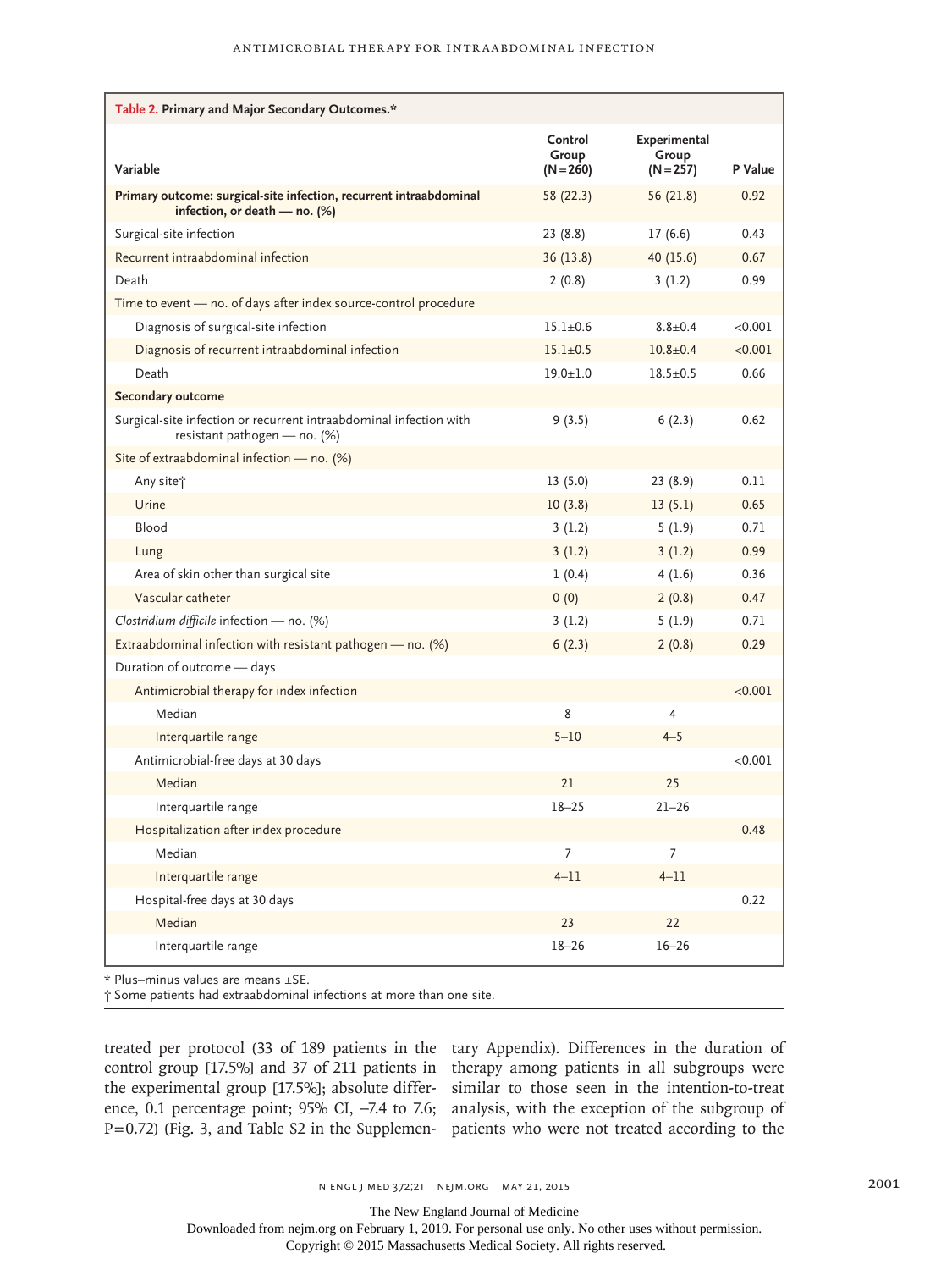**Table 2. Primary and Major Secondary Outcomes.***

| Variable | Control Group (N=260) | Experimental Group (N=257) | P Value |
|---|---|---|---|
| **Primary outcome: surgical-site infection, recurrent intraabdominal infection, or death — no. (%)** | 58 (22.3) | 56 (21.8) | 0.92 |
| Surgical-site infection | 23 (8.8) | 17 (6.6) | 0.43 |
| Recurrent intraabdominal infection | 36 (13.8) | 40 (15.6) | 0.67 |
| Death | 2 (0.8) | 3 (1.2) | 0.99 |
| Time to event — no. of days after index source-control procedure | | | |
| Diagnosis of surgical-site infection | 15.1±0.6 | 8.8±0.4 | <0.001 |
| Diagnosis of recurrent intraabdominal infection | 15.1±0.5 | 10.8±0.4 | <0.001 |
| Death | 19.0±1.0 | 18.5±0.5 | 0.66 |
| **Secondary outcome** | | | |
| Surgical-site infection or recurrent intraabdominal infection with resistant pathogen — no. (%) | 9 (3.5) | 6 (2.3) | 0.62 |
| Site of extraabdominal infection — no. (%) | | | |
| Any site† | 13 (5.0) | 23 (8.9) | 0.11 |
| Urine | 10 (3.8) | 13 (5.1) | 0.65 |
| Blood | 3 (1.2) | 5 (1.9) | 0.71 |
| Lung | 3 (1.2) | 3 (1.2) | 0.99 |
| Area of skin other than surgical site | 1 (0.4) | 4 (1.6) | 0.36 |
| Vascular catheter | 0 (0) | 2 (0.8) | 0.47 |
| *Clostridium difficile* infection — no. (%) | 3 (1.2) | 5 (1.9) | 0.71 |
| Extraabdominal infection with resistant pathogen — no. (%) | 6 (2.3) | 2 (0.8) | 0.29 |
| Duration of outcome — days | | | |
| Antimicrobial therapy for index infection | | | <0.001 |
| Median | 8 | 4 | |
| Interquartile range | 5–10 | 4–5 | |
| Antimicrobial-free days at 30 days | | | <0.001 |
| Median | 21 | 25 | |
| Interquartile range | 18–25 | 21–26 | |
| Hospitalization after index procedure | | | 0.48 |
| Median | 7 | 7 | |
| Interquartile range | 4–11 | 4–11 | |
| Hospital-free days at 30 days | | | 0.22 |
| Median | 23 | 22 | |
| Interquartile range | 18–26 | 16–26 | |

\* Plus–minus values are means ±SE.
† Some patients had extraabdominal infections at more than one site.

treated per protocol (33 of 189 patients in the control group [17.5%] and 37 of 211 patients in the experimental group [17.5%]; absolute difference, 0.1 percentage point; 95% CI, −7.4 to 7.6; P=0.72) (Fig. 3, and Table S2 in the Supplementary Appendix). Differences in the duration of therapy among patients in all subgroups were similar to those seen in the intention-to-treat analysis, with the exception of the subgroup of patients who were not treated according to the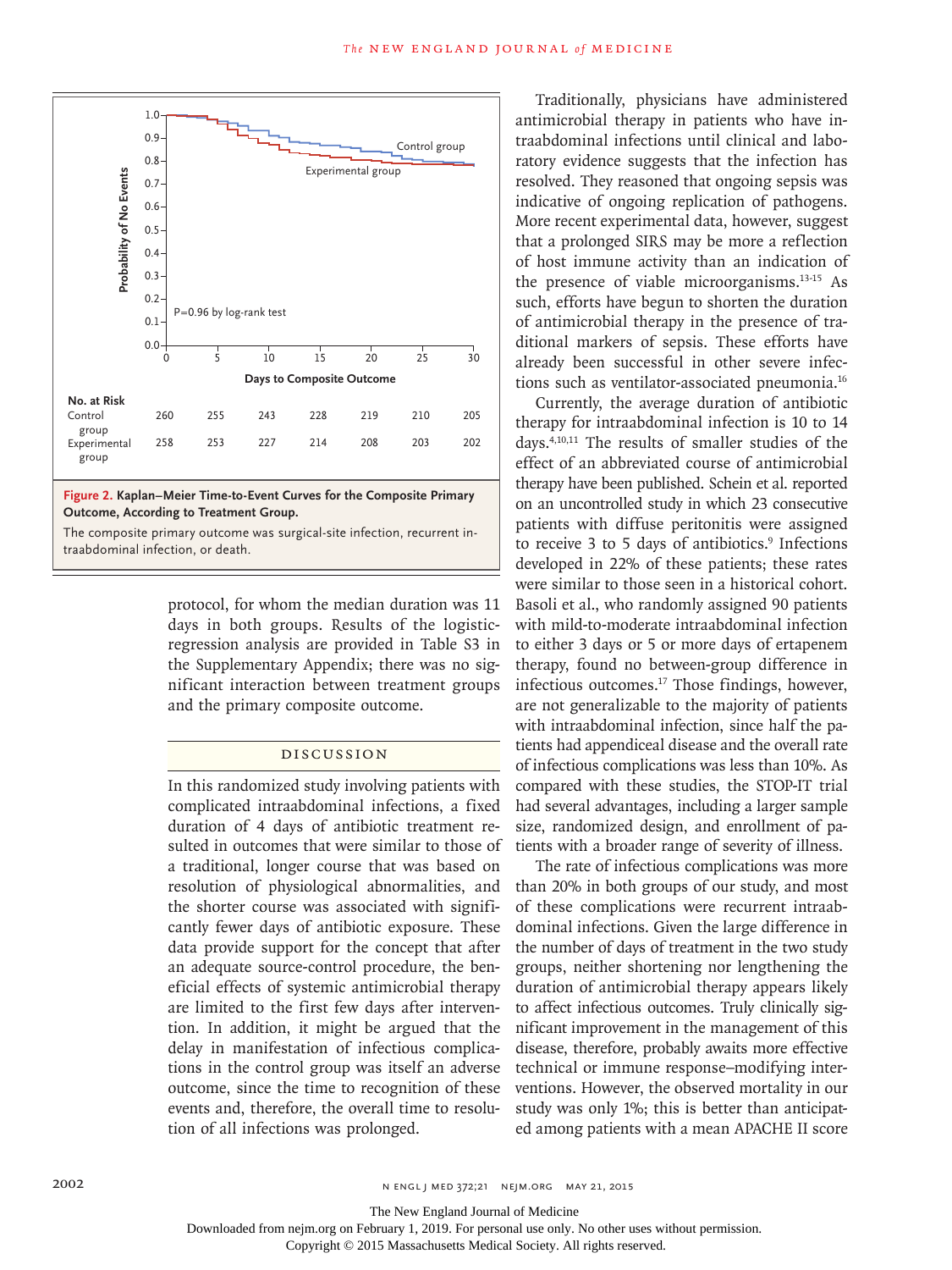**No. at Risk**

| | 0 | 5 | 10 | 15 | 20 | 25 | 30 |
|---|---|---|---|---|---|---|---|
| Control group | 260 | 255 | 243 | 228 | 219 | 210 | 205 |
| Experimental group | 258 | 253 | 227 | 214 | 208 | 203 | 202 |

**Figure 2. Kaplan–Meier Time-to-Event Curves for the Composite Primary Outcome, According to Treatment Group.**

The composite primary outcome was surgical-site infection, recurrent intraabdominal infection, or death.

protocol, for whom the median duration was 11 days in both groups. Results of the logistic-regression analysis are provided in Table S3 in the Supplementary Appendix; there was no significant interaction between treatment groups and the primary composite outcome.

## DISCUSSION

In this randomized study involving patients with complicated intraabdominal infections, a fixed duration of 4 days of antibiotic treatment resulted in outcomes that were similar to those of a traditional, longer course that was based on resolution of physiological abnormalities, and the shorter course was associated with significantly fewer days of antibiotic exposure. These data provide support for the concept that after an adequate source-control procedure, the beneficial effects of systemic antimicrobial therapy are limited to the first few days after intervention. In addition, it might be argued that the delay in manifestation of infectious complications in the control group was itself an adverse outcome, since the time to recognition of these events and, therefore, the overall time to resolution of all infections was prolonged.

Traditionally, physicians have administered antimicrobial therapy in patients who have intraabdominal infections until clinical and laboratory evidence suggests that the infection has resolved. They reasoned that ongoing sepsis was indicative of ongoing replication of pathogens. More recent experimental data, however, suggest that a prolonged SIRS may be more a reflection of host immune activity than an indication of the presence of viable microorganisms.[13-15] As such, efforts have begun to shorten the duration of antimicrobial therapy in the presence of traditional markers of sepsis. These efforts have already been successful in other severe infections such as ventilator-associated pneumonia.[16]

Currently, the average duration of antibiotic therapy for intraabdominal infection is 10 to 14 days.[4,10,11] The results of smaller studies of the effect of an abbreviated course of antimicrobial therapy have been published. Schein et al. reported on an uncontrolled study in which 23 consecutive patients with diffuse peritonitis were assigned to receive 3 to 5 days of antibiotics.[9] Infections developed in 22% of these patients; these rates were similar to those seen in a historical cohort. Basoli et al., who randomly assigned 90 patients with mild-to-moderate intraabdominal infection to either 3 days or 5 or more days of ertapenem therapy, found no between-group difference in infectious outcomes.[17] Those findings, however, are not generalizable to the majority of patients with intraabdominal infection, since half the patients had appendiceal disease and the overall rate of infectious complications was less than 10%. As compared with these studies, the STOP-IT trial had several advantages, including a larger sample size, randomized design, and enrollment of patients with a broader range of severity of illness.

The rate of infectious complications was more than 20% in both groups of our study, and most of these complications were recurrent intraabdominal infections. Given the large difference in the number of days of treatment in the two study groups, neither shortening nor lengthening the duration of antimicrobial therapy appears likely to affect infectious outcomes. Truly clinically significant improvement in the management of this disease, therefore, probably awaits more effective technical or immune response–modifying interventions. However, the observed mortality in our study was only 1%; this is better than anticipated among patients with a mean APACHE II score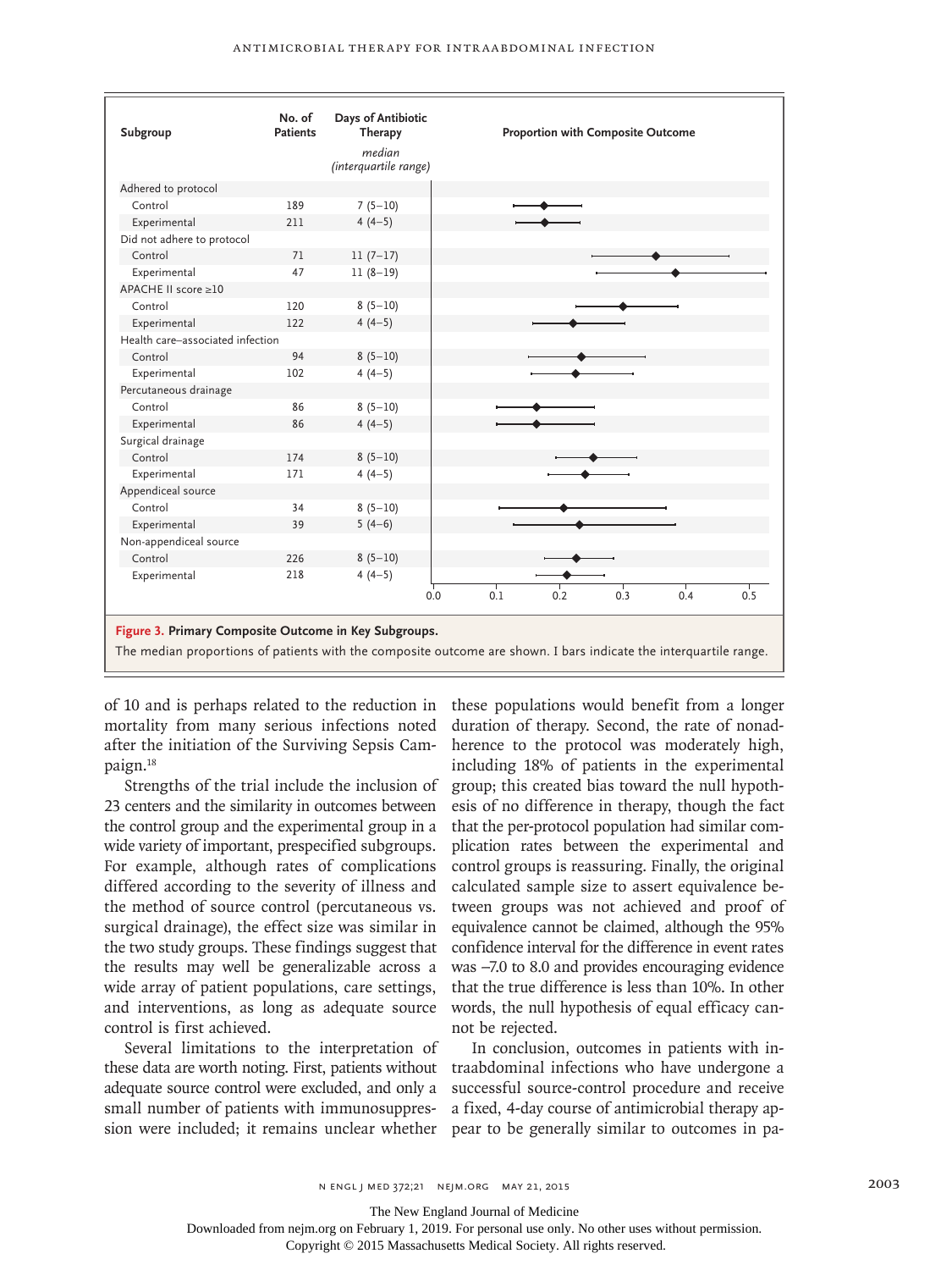| Subgroup | No. of Patients | Days of Antibiotic Therapy median (interquartile range) |
|---|---|---|
| Adhered to protocol | | |
| Control | 189 | 7 (5–10) |
| Experimental | 211 | 4 (4–5) |
| Did not adhere to protocol | | |
| Control | 71 | 11 (7–17) |
| Experimental | 47 | 11 (8–19) |
| APACHE II score ≥10 | | |
| Control | 120 | 8 (5–10) |
| Experimental | 122 | 4 (4–5) |
| Health care–associated infection | | |
| Control | 94 | 8 (5–10) |
| Experimental | 102 | 4 (4–5) |
| Percutaneous drainage | | |
| Control | 86 | 8 (5–10) |
| Experimental | 86 | 4 (4–5) |
| Surgical drainage | | |
| Control | 174 | 8 (5–10) |
| Experimental | 171 | 4 (4–5) |
| Appendiceal source | | |
| Control | 34 | 8 (5–10) |
| Experimental | 39 | 5 (4–6) |
| Non-appendiceal source | | |
| Control | 226 | 8 (5–10) |
| Experimental | 218 | 4 (4–5) |

**Figure 3. Primary Composite Outcome in Key Subgroups.**

The median proportions of patients with the composite outcome are shown. I bars indicate the interquartile range.

of 10 and is perhaps related to the reduction in mortality from many serious infections noted after the initiation of the Surviving Sepsis Campaign.[18]

Strengths of the trial include the inclusion of 23 centers and the similarity in outcomes between the control group and the experimental group in a wide variety of important, prespecified subgroups. For example, although rates of complications differed according to the severity of illness and the method of source control (percutaneous vs. surgical drainage), the effect size was similar in the two study groups. These findings suggest that the results may well be generalizable across a wide array of patient populations, care settings, and interventions, as long as adequate source control is first achieved.

Several limitations to the interpretation of these data are worth noting. First, patients without adequate source control were excluded, and only a small number of patients with immunosuppression were included; it remains unclear whether these populations would benefit from a longer duration of therapy. Second, the rate of nonadherence to the protocol was moderately high, including 18% of patients in the experimental group; this created bias toward the null hypothesis of no difference in therapy, though the fact that the per-protocol population had similar complication rates between the experimental and control groups is reassuring. Finally, the original calculated sample size to assert equivalence between groups was not achieved and proof of equivalence cannot be claimed, although the 95% confidence interval for the difference in event rates was −7.0 to 8.0 and provides encouraging evidence that the true difference is less than 10%. In other words, the null hypothesis of equal efficacy cannot be rejected.

In conclusion, outcomes in patients with intraabdominal infections who have undergone a successful source-control procedure and receive a fixed, 4-day course of antimicrobial therapy appear to be generally similar to outcomes in pa-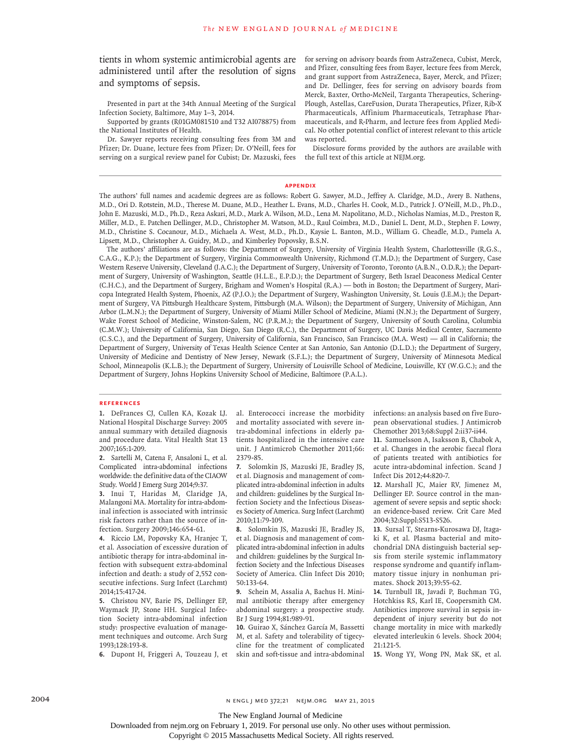tients in whom systemic antimicrobial agents are administered until after the resolution of signs and symptoms of sepsis.

Presented in part at the 34th Annual Meeting of the Surgical Infection Society, Baltimore, May 1–3, 2014.

Supported by grants (R01GM081510 and T32 AI078875) from the National Institutes of Health.

Dr. Sawyer reports receiving consulting fees from 3M and Pfizer; Dr. Duane, lecture fees from Pfizer; Dr. O'Neill, fees for serving on a surgical review panel for Cubist; Dr. Mazuski, fees for serving on advisory boards from AstraZeneca, Cubist, Merck, and Pfizer, consulting fees from Bayer, lecture fees from Merck, and grant support from AstraZeneca, Bayer, Merck, and Pfizer; and Dr. Dellinger, fees for serving on advisory boards from Merck, Baxter, Ortho-McNeil, Targanta Therapeutics, Schering-Plough, Astellas, CareFusion, Durata Therapeutics, Pfizer, Rib-X Pharmaceuticals, Affinium Pharmaceuticals, Tetraphase Pharmaceuticals, and R-Pharm, and lecture fees from Applied Medical. No other potential conflict of interest relevant to this article was reported.

Disclosure forms provided by the authors are available with the full text of this article at NEJM.org.

## Appendix

The authors' full names and academic degrees are as follows: Robert G. Sawyer, M.D., Jeffrey A. Claridge, M.D., Avery B. Nathens, M.D., Ori D. Rotstein, M.D., Therese M. Duane, M.D., Heather L. Evans, M.D., Charles H. Cook, M.D., Patrick J. O'Neill, M.D., Ph.D., John E. Mazuski, M.D., Ph.D., Reza Askari, M.D., Mark A. Wilson, M.D., Lena M. Napolitano, M.D., Nicholas Namias, M.D., Preston R. Miller, M.D., E. Patchen Dellinger, M.D., Christopher M. Watson, M.D., Raul Coimbra, M.D., Daniel L. Dent, M.D., Stephen F. Lowry, M.D., Christine S. Cocanour, M.D., Michaela A. West, M.D., Ph.D., Kaysie L. Banton, M.D., William G. Cheadle, M.D., Pamela A. Lipsett, M.D., Christopher A. Guidry, M.D., and Kimberley Popovsky, B.S.N.

The authors' affiliations are as follows: the Department of Surgery, University of Virginia Health System, Charlottesville (R.G.S., C.A.G., K.P.); the Department of Surgery, Virginia Commonwealth University, Richmond (T.M.D.); the Department of Surgery, Case Western Reserve University, Cleveland (J.A.C.); the Department of Surgery, University of Toronto, Toronto (A.B.N., O.D.R.); the Department of Surgery, University of Washington, Seattle (H.L.E., E.P.D.); the Department of Surgery, Beth Israel Deaconess Medical Center (C.H.C.), and the Department of Surgery, Brigham and Women's Hospital (R.A.) — both in Boston; the Department of Surgery, Maricopa Integrated Health System, Phoenix, AZ (P.J.O.); the Department of Surgery, Washington University, St. Louis (J.E.M.); the Department of Surgery, VA Pittsburgh Healthcare System, Pittsburgh (M.A. Wilson); the Department of Surgery, University of Michigan, Ann Arbor (L.M.N.); the Department of Surgery, University of Miami Miller School of Medicine, Miami (N.N.); the Department of Surgery, Wake Forest School of Medicine, Winston-Salem, NC (P.R.M.); the Department of Surgery, University of South Carolina, Columbia (C.M.W.); University of California, San Diego, San Diego (R.C.), the Department of Surgery, UC Davis Medical Center, Sacramento (C.S.C.), and the Department of Surgery, University of California, San Francisco, San Francisco (M.A. West) — all in California; the Department of Surgery, University of Texas Health Science Center at San Antonio, San Antonio (D.L.D.); the Department of Surgery, University of Medicine and Dentistry of New Jersey, Newark (S.F.L.); the Department of Surgery, University of Minnesota Medical School, Minneapolis (K.L.B.); the Department of Surgery, University of Louisville School of Medicine, Louisville, KY (W.G.C.); and the Department of Surgery, Johns Hopkins University School of Medicine, Baltimore (P.A.L.).

## References

1. DeFrances CJ, Cullen KA, Kozak LJ. National Hospital Discharge Survey: 2005 annual summary with detailed diagnosis and procedure data. Vital Health Stat 13 2007;165:1-209.
2. Sartelli M, Catena F, Ansaloni L, et al. Complicated intra-abdominal infections worldwide: the definitive data of the CIAOW Study. World J Emerg Surg 2014;9:37.
3. Inui T, Haridas M, Claridge JA, Malangoni MA. Mortality for intra-abdominal infection is associated with intrinsic risk factors rather than the source of infection. Surgery 2009;146:654-61.
4. Riccio LM, Popovsky KA, Hranjec T, et al. Association of excessive duration of antibiotic therapy for intra-abdominal infection with subsequent extra-abdominal infection and death: a study of 2,552 consecutive infections. Surg Infect (Larchmt) 2014;15:417-24.
5. Christou NV, Barie PS, Dellinger EP, Waymack JP, Stone HH. Surgical Infection Society intra-abdominal infection study: prospective evaluation of management techniques and outcome. Arch Surg 1993;128:193-8.
6. Dupont H, Friggeri A, Touzeau J, et al. Enterococci increase the morbidity and mortality associated with severe intra-abdominal infections in elderly patients hospitalized in the intensive care unit. J Antimicrob Chemother 2011;66:2379-85.
7. Solomkin JS, Mazuski JE, Bradley JS, et al. Diagnosis and management of complicated intra-abdominal infection in adults and children: guidelines by the Surgical Infection Society and the Infectious Diseases Society of America. Surg Infect (Larchmt) 2010;11:79-109.
8. Solomkin JS, Mazuski JE, Bradley JS, et al. Diagnosis and management of complicated intra-abdominal infection in adults and children: guidelines by the Surgical Infection Society and the Infectious Diseases Society of America. Clin Infect Dis 2010;50:133-64.
9. Schein M, Assalia A, Bachus H. Minimal antibiotic therapy after emergency abdominal surgery: a prospective study. Br J Surg 1994;81:989-91.
10. Guirao X, Sánchez García M, Bassetti M, et al. Safety and tolerability of tigecycline for the treatment of complicated skin and soft-tissue and intra-abdominal infections: an analysis based on five European observational studies. J Antimicrob Chemother 2013;68:Suppl 2:ii37-ii44.
11. Samuelsson A, Isaksson B, Chabok A, et al. Changes in the aerobic faecal flora of patients treated with antibiotics for acute intra-abdominal infection. Scand J Infect Dis 2012;44:820-7.
12. Marshall JC, Maier RV, Jimenez M, Dellinger EP. Source control in the management of severe sepsis and septic shock: an evidence-based review. Crit Care Med 2004;32:Suppl:S513-S526.
13. Sursal T, Stearns-Kurosawa DJ, Itagaki K, et al. Plasma bacterial and mitochondrial DNA distinguish bacterial sepsis from sterile systemic inflammatory response syndrome and quantify inflammatory tissue injury in nonhuman primates. Shock 2013;39:55-62.
14. Turnbull IR, Javadi P, Buchman TG, Hotchkiss RS, Karl IE, Coopersmith CM. Antibiotics improve survival in sepsis independent of injury severity but do not change mortality in mice with markedly elevated interleukin 6 levels. Shock 2004;21:121-5.
15. Wong YY, Wong PN, Mak SK, et al.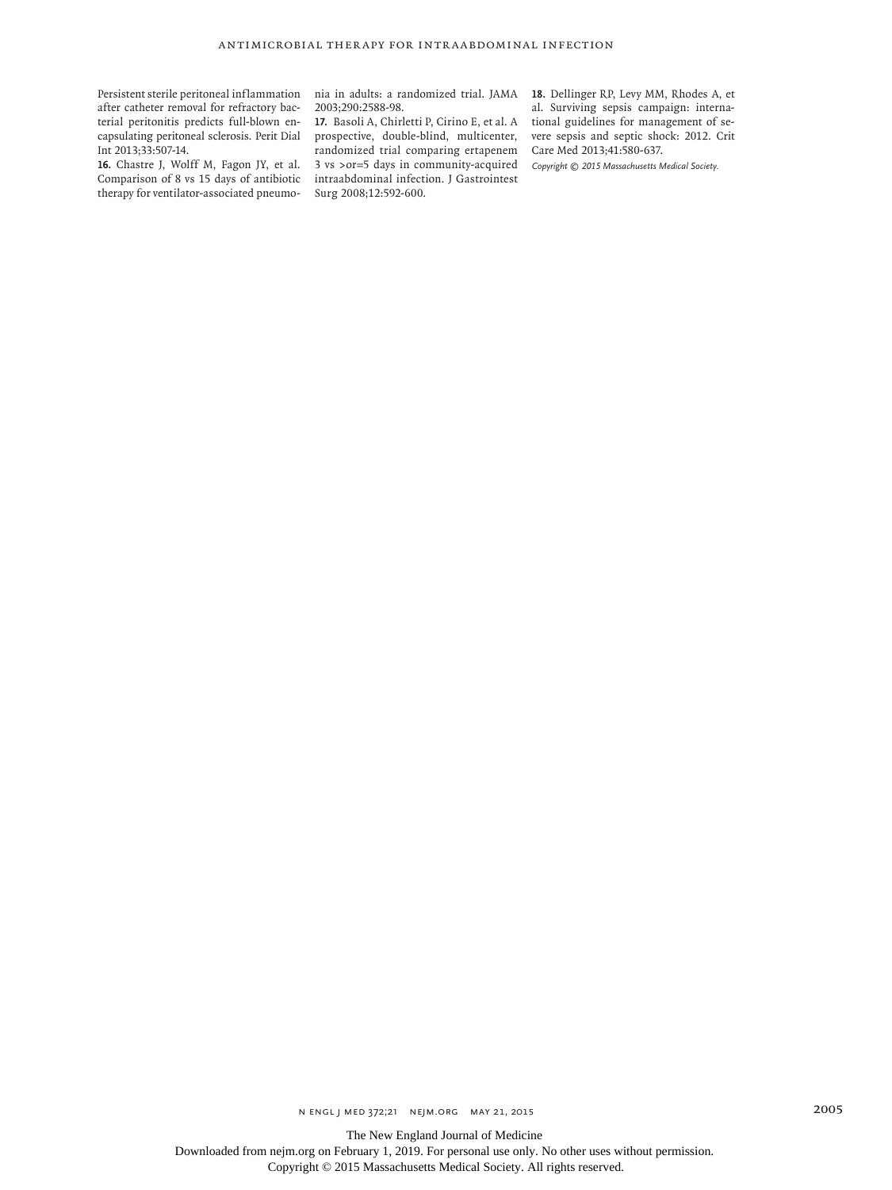Persistent sterile peritoneal inflammation after catheter removal for refractory bacterial peritonitis predicts full-blown encapsulating peritoneal sclerosis. Perit Dial Int 2013;33:507-14.

**16.** Chastre J, Wolff M, Fagon JY, et al. Comparison of 8 vs 15 days of antibiotic therapy for ventilator-associated pneumonia in adults: a randomized trial. JAMA 2003;290:2588-98.

**17.** Basoli A, Chirletti P, Cirino E, et al. A prospective, double-blind, multicenter, randomized trial comparing ertapenem 3 vs >or=5 days in community-acquired intraabdominal infection. J Gastrointest Surg 2008;12:592-600.

**18.** Dellinger RP, Levy MM, Rhodes A, et al. Surviving sepsis campaign: international guidelines for management of severe sepsis and septic shock: 2012. Crit Care Med 2013;41:580-637.

*Copyright © 2015 Massachusetts Medical Society.*